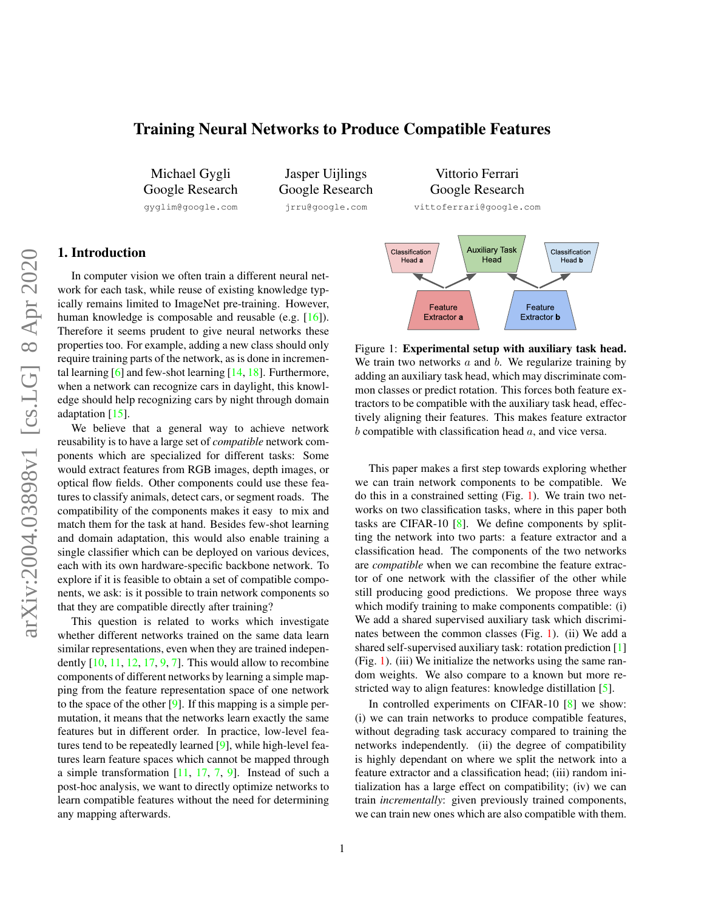# Training Neural Networks to Produce Compatible Features

Michael Gygli
Google Research
gyglim@google.com

Jasper Uijlings
Google Research
jrru@google.com

Vittorio Ferrari
Google Research
vittoferrari@google.com

## 1. Introduction

In computer vision we often train a different neural network for each task, while reuse of existing knowledge typically remains limited to ImageNet pre-training. However, human knowledge is composable and reusable (e.g. [16]). Therefore it seems prudent to give neural networks these properties too. For example, adding a new class should only require training parts of the network, as is done in incremental learning [6] and few-shot learning [14, 18]. Furthermore, when a network can recognize cars in daylight, this knowledge should help recognizing cars by night through domain adaptation [15].

We believe that a general way to achieve network reusability is to have a large set of *compatible* network components which are specialized for different tasks: Some would extract features from RGB images, depth images, or optical flow fields. Other components could use these features to classify animals, detect cars, or segment roads. The compatibility of the components makes it easy to mix and match them for the task at hand. Besides few-shot learning and domain adaptation, this would also enable training a single classifier which can be deployed on various devices, each with its own hardware-specific backbone network. To explore if it is feasible to obtain a set of compatible components, we ask: is it possible to train network components so that they are compatible directly after training?

This question is related to works which investigate whether different networks trained on the same data learn similar representations, even when they are trained independently [10, 11, 12, 17, 9, 7]. This would allow to recombine components of different networks by learning a simple mapping from the feature representation space of one network to the space of the other [9]. If this mapping is a simple permutation, it means that the networks learn exactly the same features but in different order. In practice, low-level features tend to be repeatedly learned [9], while high-level features learn feature spaces which cannot be mapped through a simple transformation [11, 17, 7, 9]. Instead of such a post-hoc analysis, we want to directly optimize networks to learn compatible features without the need for determining any mapping afterwards.

Figure 1: **Experimental setup with auxiliary task head.** We train two networks $a$ and $b$. We regularize training by adding an auxiliary task head, which may discriminate common classes or predict rotation. This forces both feature extractors to be compatible with the auxiliary task head, effectively aligning their features. This makes feature extractor $b$ compatible with classification head $a$, and vice versa.

This paper makes a first step towards exploring whether we can train network components to be compatible. We do this in a constrained setting (Fig. 1). We train two networks on two classification tasks, where in this paper both tasks are CIFAR-10 [8]. We define components by splitting the network into two parts: a feature extractor and a classification head. The components of the two networks are *compatible* when we can recombine the feature extractor of one network with the classifier of the other while still producing good predictions. We propose three ways which modify training to make components compatible: (i) We add a shared supervised auxiliary task which discriminates between the common classes (Fig. 1). (ii) We add a shared self-supervised auxiliary task: rotation prediction [1] (Fig. 1). (iii) We initialize the networks using the same random weights. We also compare to a known but more restricted way to align features: knowledge distillation [5].

In controlled experiments on CIFAR-10 [8] we show: (i) we can train networks to produce compatible features, without degrading task accuracy compared to training the networks independently. (ii) the degree of compatibility is highly dependant on where we split the network into a feature extractor and a classification head; (iii) random initialization has a large effect on compatibility; (iv) we can train *incrementally*: given previously trained components, we can train new ones which are also compatible with them.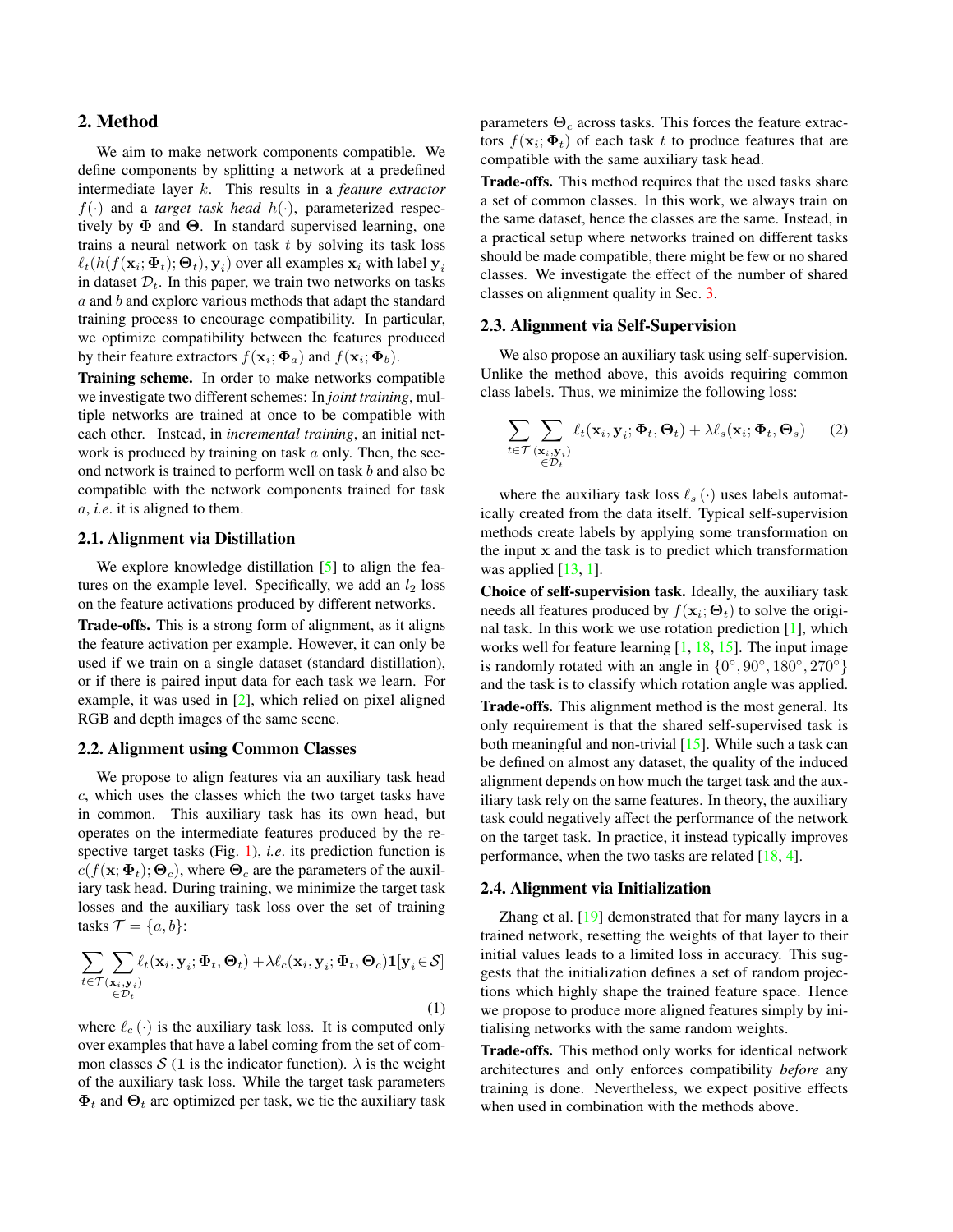## 2. Method

We aim to make network components compatible. We define components by splitting a network at a predefined intermediate layer $k$. This results in a *feature extractor* $f(\cdot)$ and a *target task head* $h(\cdot)$, parameterized respectively by $\mathbf{\Phi}$ and $\mathbf{\Theta}$. In standard supervised learning, one trains a neural network on task $t$ by solving its task loss $\ell_t(h(f(\mathbf{x}_i; \mathbf{\Phi}_t); \mathbf{\Theta}_t), \mathbf{y}_i)$ over all examples $\mathbf{x}_i$ with label $\mathbf{y}_i$ in dataset $\mathcal{D}_t$. In this paper, we train two networks on tasks $a$ and $b$ and explore various methods that adapt the standard training process to encourage compatibility. In particular, we optimize compatibility between the features produced by their feature extractors $f(\mathbf{x}_i; \mathbf{\Phi}_a)$ and $f(\mathbf{x}_i; \mathbf{\Phi}_b)$.

**Training scheme.** In order to make networks compatible we investigate two different schemes: In *joint training*, multiple networks are trained at once to be compatible with each other. Instead, in *incremental training*, an initial network is produced by training on task $a$ only. Then, the second network is trained to perform well on task $b$ and also be compatible with the network components trained for task $a$, *i.e.* it is aligned to them.

### 2.1. Alignment via Distillation

We explore knowledge distillation [5] to align the features on the example level. Specifically, we add an $l_2$ loss on the feature activations produced by different networks.

**Trade-offs.** This is a strong form of alignment, as it aligns the feature activation per example. However, it can only be used if we train on a single dataset (standard distillation), or if there is paired input data for each task we learn. For example, it was used in [2], which relied on pixel aligned RGB and depth images of the same scene.

### 2.2. Alignment using Common Classes

We propose to align features via an auxiliary task head $c$, which uses the classes which the two target tasks have in common. This auxiliary task has its own head, but operates on the intermediate features produced by the respective target tasks (Fig. 1), *i.e.* its prediction function is $c(f(\mathbf{x}; \mathbf{\Phi}_t); \mathbf{\Theta}_c)$, where $\mathbf{\Theta}_c$ are the parameters of the auxiliary task head. During training, we minimize the target task losses and the auxiliary task loss over the set of training tasks $\mathcal{T} = \{a, b\}$:

$$\sum_{t \in \mathcal{T}} \sum_{\substack{(\mathbf{x}_i, \mathbf{y}_i) \\ \in \mathcal{D}_t}} \ell_t(\mathbf{x}_i, \mathbf{y}_i; \mathbf{\Phi}_t, \mathbf{\Theta}_t) + \lambda \ell_c(\mathbf{x}_i, \mathbf{y}_i; \mathbf{\Phi}_t, \mathbf{\Theta}_c) \mathbf{1}[\mathbf{y}_i \in \mathcal{S}] \tag{1}$$

where $\ell_c(\cdot)$ is the auxiliary task loss. It is computed only over examples that have a label coming from the set of common classes $\mathcal{S}$ ($\mathbf{1}$ is the indicator function). $\lambda$ is the weight of the auxiliary task loss. While the target task parameters $\mathbf{\Phi}_t$ and $\mathbf{\Theta}_t$ are optimized per task, we tie the auxiliary task parameters $\mathbf{\Theta}_c$ across tasks. This forces the feature extractors $f(\mathbf{x}_i; \mathbf{\Phi}_t)$ of each task $t$ to produce features that are compatible with the same auxiliary task head.

**Trade-offs.** This method requires that the used tasks share a set of common classes. In this work, we always train on the same dataset, hence the classes are the same. Instead, in a practical setup where networks trained on different tasks should be made compatible, there might be few or no shared classes. We investigate the effect of the number of shared classes on alignment quality in Sec. 3.

### 2.3. Alignment via Self-Supervision

We also propose an auxiliary task using self-supervision. Unlike the method above, this avoids requiring common class labels. Thus, we minimize the following loss:

$$\sum_{t \in \mathcal{T}} \sum_{\substack{(\mathbf{x}_i, \mathbf{y}_i) \\ \in \mathcal{D}_t}} \ell_t(\mathbf{x}_i, \mathbf{y}_i; \mathbf{\Phi}_t, \mathbf{\Theta}_t) + \lambda \ell_s(\mathbf{x}_i; \mathbf{\Phi}_t, \mathbf{\Theta}_s) \tag{2}$$

where the auxiliary task loss $\ell_s(\cdot)$ uses labels automatically created from the data itself. Typical self-supervision methods create labels by applying some transformation on the input $\mathbf{x}$ and the task is to predict which transformation was applied [13, 1].

**Choice of self-supervision task.** Ideally, the auxiliary task needs all features produced by $f(\mathbf{x}_i; \mathbf{\Theta}_t)$ to solve the original task. In this work we use rotation prediction [1], which works well for feature learning [1, 18, 15]. The input image is randomly rotated with an angle in $\{0°, 90°, 180°, 270°\}$ and the task is to classify which rotation angle was applied.

**Trade-offs.** This alignment method is the most general. Its only requirement is that the shared self-supervised task is both meaningful and non-trivial [15]. While such a task can be defined on almost any dataset, the quality of the induced alignment depends on how much the target task and the auxiliary task rely on the same features. In theory, the auxiliary task could negatively affect the performance of the network on the target task. In practice, it instead typically improves performance, when the two tasks are related [18, 4].

### 2.4. Alignment via Initialization

Zhang et al. [19] demonstrated that for many layers in a trained network, resetting the weights of that layer to their initial values leads to a limited loss in accuracy. This suggests that the initialization defines a set of random projections which highly shape the trained feature space. Hence we propose to produce more aligned features simply by initialising networks with the same random weights.

**Trade-offs.** This method only works for identical network architectures and only enforces compatibility *before* any training is done. Nevertheless, we expect positive effects when used in combination with the methods above.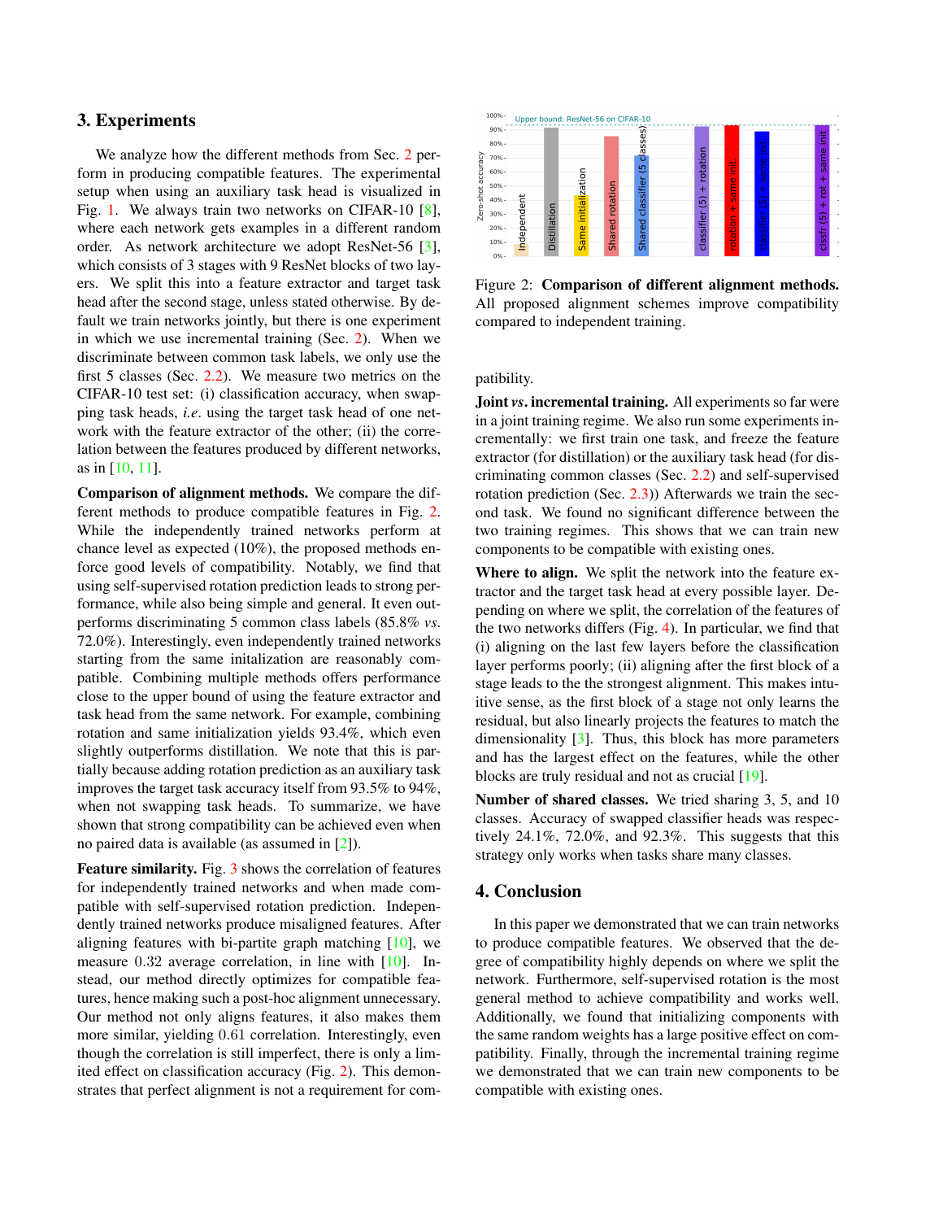## 3. Experiments

We analyze how the different methods from Sec. 2 perform in producing compatible features. The experimental setup when using an auxiliary task head is visualized in Fig. 1. We always train two networks on CIFAR-10 [8], where each network gets examples in a different random order. As network architecture we adopt ResNet-56 [3], which consists of 3 stages with 9 ResNet blocks of two layers. We split this into a feature extractor and target task head after the second stage, unless stated otherwise. By default we train networks jointly, but there is one experiment in which we use incremental training (Sec. 2). When we discriminate between common task labels, we only use the first 5 classes (Sec. 2.2). We measure two metrics on the CIFAR-10 test set: (i) classification accuracy, when swapping task heads, *i.e*. using the target task head of one network with the feature extractor of the other; (ii) the correlation between the features produced by different networks, as in [10, 11].

**Comparison of alignment methods.** We compare the different methods to produce compatible features in Fig. 2. While the independently trained networks perform at chance level as expected (10%), the proposed methods enforce good levels of compatibility. Notably, we find that using self-supervised rotation prediction leads to strong performance, while also being simple and general. It even outperforms discriminating 5 common class labels (85.8% *vs*. 72.0%). Interestingly, even independently trained networks starting from the same initalization are reasonably compatible. Combining multiple methods offers performance close to the upper bound of using the feature extractor and task head from the same network. For example, combining rotation and same initialization yields 93.4%, which even slightly outperforms distillation. We note that this is partially because adding rotation prediction as an auxiliary task improves the target task accuracy itself from 93.5% to 94%, when not swapping task heads. To summarize, we have shown that strong compatibility can be achieved even when no paired data is available (as assumed in [2]).

**Feature similarity.** Fig. 3 shows the correlation of features for independently trained networks and when made compatible with self-supervised rotation prediction. Independently trained networks produce misaligned features. After aligning features with bi-partite graph matching [10], we measure 0.32 average correlation, in line with [10]. Instead, our method directly optimizes for compatible features, hence making such a post-hoc alignment unnecessary. Our method not only aligns features, it also makes them more similar, yielding 0.61 correlation. Interestingly, even though the correlation is still imperfect, there is only a limited effect on classification accuracy (Fig. 2). This demonstrates that perfect alignment is not a requirement for compatibility.

100%
90%
80%
70%
60%
50%
40%
30%
20%
10%
0%
Zero-shot accuracy
Upper bound: ResNet-56 on CIFAR-10
Independent
Distillation
Same initialization
Shared rotation
Shared classifier (5 classes)
classifier (5) + rotation
rotation + same init.
classifier (5) + same init.
clssfr (5) + rot + same init

Figure 2: **Comparison of different alignment methods.** All proposed alignment schemes improve compatibility compared to independent training.

**Joint *vs*. incremental training.** All experiments so far were in a joint training regime. We also run some experiments incrementally: we first train one task, and freeze the feature extractor (for distillation) or the auxiliary task head (for discriminating common classes (Sec. 2.2) and self-supervised rotation prediction (Sec. 2.3)) Afterwards we train the second task. We found no significant difference between the two training regimes. This shows that we can train new components to be compatible with existing ones.

**Where to align.** We split the network into the feature extractor and the target task head at every possible layer. Depending on where we split, the correlation of the features of the two networks differs (Fig. 4). In particular, we find that (i) aligning on the last few layers before the classification layer performs poorly; (ii) aligning after the first block of a stage leads to the the strongest alignment. This makes intuitive sense, as the first block of a stage not only learns the residual, but also linearly projects the features to match the dimensionality [3]. Thus, this block has more parameters and has the largest effect on the features, while the other blocks are truly residual and not as crucial [19].

**Number of shared classes.** We tried sharing 3, 5, and 10 classes. Accuracy of swapped classifier heads was respectively 24.1%, 72.0%, and 92.3%. This suggests that this strategy only works when tasks share many classes.

## 4. Conclusion

In this paper we demonstrated that we can train networks to produce compatible features. We observed that the degree of compatibility highly depends on where we split the network. Furthermore, self-supervised rotation is the most general method to achieve compatibility and works well. Additionally, we found that initializing components with the same random weights has a large positive effect on compatibility. Finally, through the incremental training regime we demonstrated that we can train new components to be compatible with existing ones.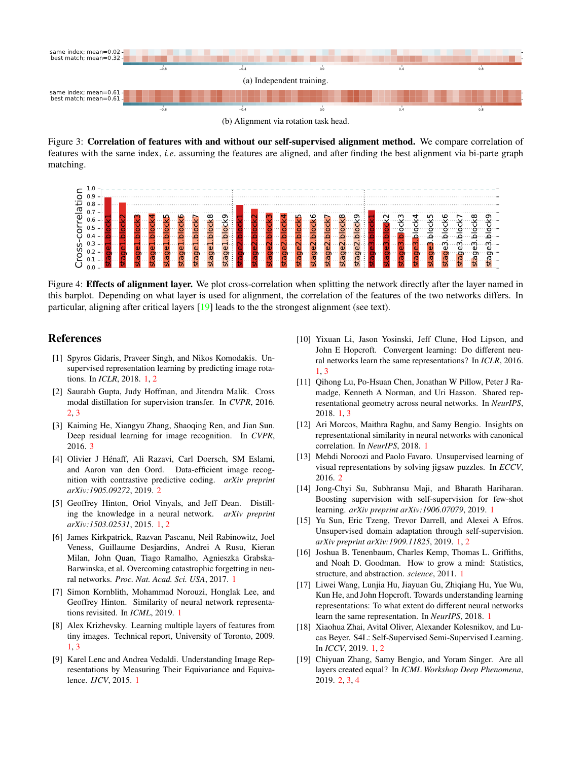same index; mean=0.02
best match; mean=0.32

−0.8 −0.4 0.0 0.4 0.8

(a) Independent training.

same index; mean=0.61
best match; mean=0.61

−0.8 −0.4 0.0 0.4 0.8

(b) Alignment via rotation task head.

Figure 3: **Correlation of features with and without our self-supervised alignment method.** We compare correlation of features with the same index, *i.e*. assuming the features are aligned, and after finding the best alignment via bi-parte graph matching.

Cross-correlation

1.0 0.9 0.8 0.7 0.6 0.5 0.4 0.3 0.2 0.1 0.0

stage1.block1 stage1.block2 stage1.block3 stage1.block4 stage1.block5 stage1.block6 stage1.block7 stage1.block8 stage1.block9 stage2.block1 stage2.block2 stage2.block3 stage2.block4 stage2.block5 stage2.block6 stage2.block7 stage2.block8 stage2.block9 stage3.block1 stage3.block2 stage3.block3 stage3.block4 stage3.block5 stage3.block6 stage3.block7 stage3.block8 stage3.block9

Figure 4: **Effects of alignment layer.** We plot cross-correlation when splitting the network directly after the layer named in this barplot. Depending on what layer is used for alignment, the correlation of the features of the two networks differs. In particular, aligning after critical layers [19] leads to the the strongest alignment (see text).

## References

[1] Spyros Gidaris, Praveer Singh, and Nikos Komodakis. Unsupervised representation learning by predicting image rotations. In *ICLR*, 2018. 1, 2

[2] Saurabh Gupta, Judy Hoffman, and Jitendra Malik. Cross modal distillation for supervision transfer. In *CVPR*, 2016. 2, 3

[3] Kaiming He, Xiangyu Zhang, Shaoqing Ren, and Jian Sun. Deep residual learning for image recognition. In *CVPR*, 2016. 3

[4] Olivier J Hénaff, Ali Razavi, Carl Doersch, SM Eslami, and Aaron van den Oord. Data-efficient image recognition with contrastive predictive coding. *arXiv preprint arXiv:1905.09272*, 2019. 2

[5] Geoffrey Hinton, Oriol Vinyals, and Jeff Dean. Distilling the knowledge in a neural network. *arXiv preprint arXiv:1503.02531*, 2015. 1, 2

[6] James Kirkpatrick, Razvan Pascanu, Neil Rabinowitz, Joel Veness, Guillaume Desjardins, Andrei A Rusu, Kieran Milan, John Quan, Tiago Ramalho, Agnieszka Grabska-Barwinska, et al. Overcoming catastrophic forgetting in neural networks. *Proc. Nat. Acad. Sci. USA*, 2017. 1

[7] Simon Kornblith, Mohammad Norouzi, Honglak Lee, and Geoffrey Hinton. Similarity of neural network representations revisited. In *ICML*, 2019. 1

[8] Alex Krizhevsky. Learning multiple layers of features from tiny images. Technical report, University of Toronto, 2009. 1, 3

[9] Karel Lenc and Andrea Vedaldi. Understanding Image Representations by Measuring Their Equivariance and Equivalence. *IJCV*, 2015. 1

[10] Yixuan Li, Jason Yosinski, Jeff Clune, Hod Lipson, and John E Hopcroft. Convergent learning: Do different neural networks learn the same representations? In *ICLR*, 2016. 1, 3

[11] Qihong Lu, Po-Hsuan Chen, Jonathan W Pillow, Peter J Ramadge, Kenneth A Norman, and Uri Hasson. Shared representational geometry across neural networks. In *NeurIPS*, 2018. 1, 3

[12] Ari Morcos, Maithra Raghu, and Samy Bengio. Insights on representational similarity in neural networks with canonical correlation. In *NeurIPS*, 2018. 1

[13] Mehdi Noroozi and Paolo Favaro. Unsupervised learning of visual representations by solving jigsaw puzzles. In *ECCV*, 2016. 2

[14] Jong-Chyi Su, Subhransu Maji, and Bharath Hariharan. Boosting supervision with self-supervision for few-shot learning. *arXiv preprint arXiv:1906.07079*, 2019. 1

[15] Yu Sun, Eric Tzeng, Trevor Darrell, and Alexei A Efros. Unsupervised domain adaptation through self-supervision. *arXiv preprint arXiv:1909.11825*, 2019. 1, 2

[16] Joshua B. Tenenbaum, Charles Kemp, Thomas L. Griffiths, and Noah D. Goodman. How to grow a mind: Statistics, structure, and abstraction. *science*, 2011. 1

[17] Liwei Wang, Lunjia Hu, Jiayuan Gu, Zhiqiang Hu, Yue Wu, Kun He, and John Hopcroft. Towards understanding learning representations: To what extent do different neural networks learn the same representation. In *NeurIPS*, 2018. 1

[18] Xiaohua Zhai, Avital Oliver, Alexander Kolesnikov, and Lucas Beyer. S4L: Self-Supervised Semi-Supervised Learning. In *ICCV*, 2019. 1, 2

[19] Chiyuan Zhang, Samy Bengio, and Yoram Singer. Are all layers created equal? In *ICML Workshop Deep Phenomena*, 2019. 2, 3, 4